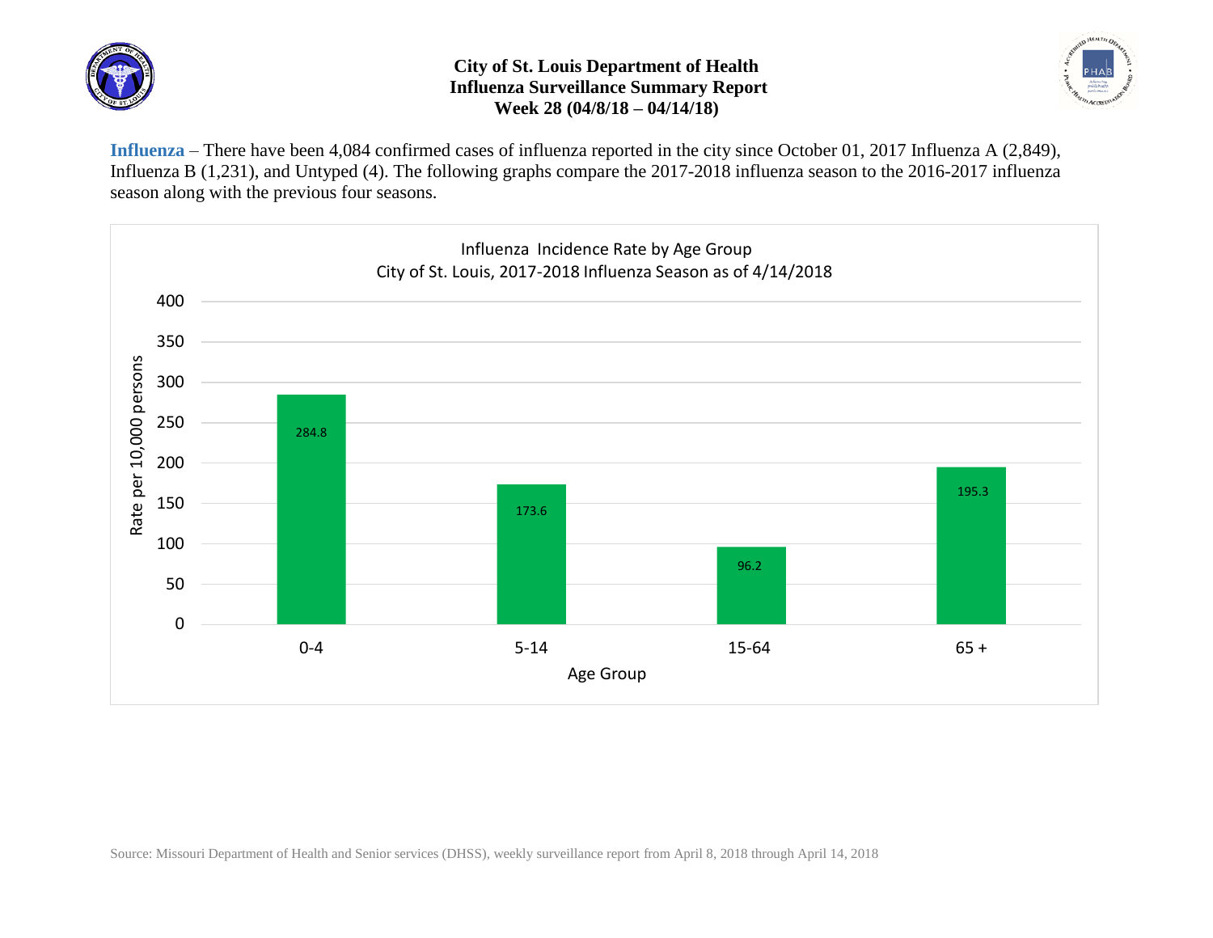# City of St. Louis Department of Health
## Influenza Surveillance Summary Report
### Week 28 (04/8/18 – 04/14/18)

**Influenza** – There have been 4,084 confirmed cases of influenza reported in the city since October 01, 2017 Influenza A (2,849), Influenza B (1,231), and Untyped (4). The following graphs compare the 2017-2018 influenza season to the 2016-2017 influenza season along with the previous four seasons.

**Influenza Incidence Rate by Age Group**
**City of St. Louis, 2017-2018 Influenza Season as of 4/14/2018**

| Age Group | Rate per 10,000 persons |
|---|---|
| 0-4 | 284.8 |
| 5-14 | 173.6 |
| 15-64 | 96.2 |
| 65 + | 195.3 |

Source: Missouri Department of Health and Senior services (DHSS), weekly surveillance report from April 8, 2018 through April 14, 2018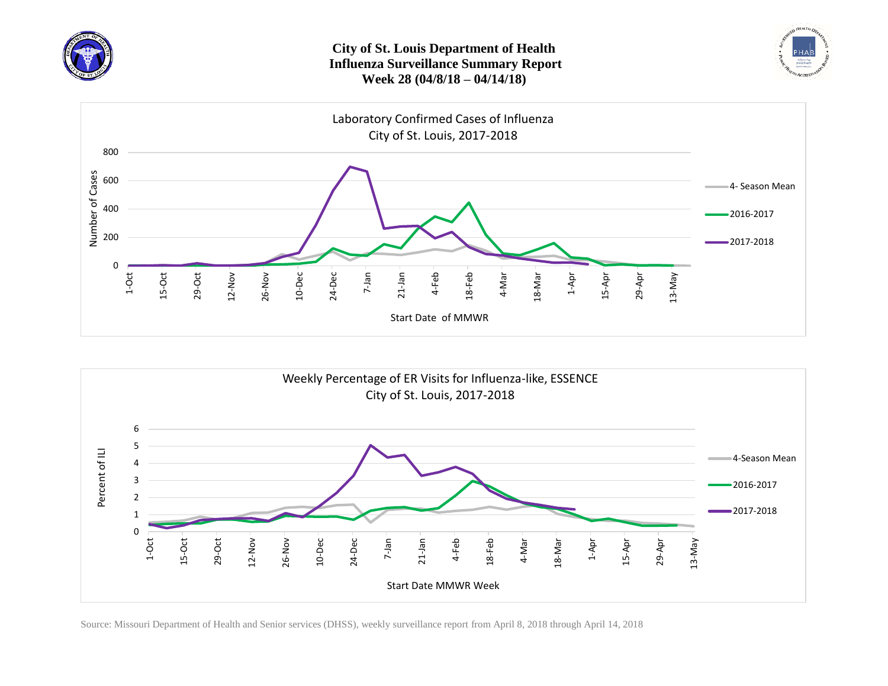# City of St. Louis Department of Health
## Influenza Surveillance Summary Report
### Week 28 (04/8/18 – 04/14/18)

Laboratory Confirmed Cases of Influenza
City of St. Louis, 2017-2018

Number of Cases

800
600
400
200
0

1-Oct
15-Oct
29-Oct
12-Nov
26-Nov
10-Dec
24-Dec
7-Jan
21-Jan
4-Feb
18-Feb
4-Mar
18-Mar
1-Apr
15-Apr
29-Apr
13-May

Start Date of MMWR

4- Season Mean
2016-2017
2017-2018

Weekly Percentage of ER Visits for Influenza-like, ESSENCE
City of St. Louis, 2017-2018

Percent of ILI

6
5
4
3
2
1
0

1-Oct
15-Oct
29-Oct
12-Nov
26-Nov
10-Dec
24-Dec
7-Jan
21-Jan
4-Feb
18-Feb
4-Mar
18-Mar
1-Apr
15-Apr
29-Apr
13-May

Start Date MMWR Week

4-Season Mean
2016-2017
2017-2018

Source: Missouri Department of Health and Senior services (DHSS), weekly surveillance report from April 8, 2018 through April 14, 2018